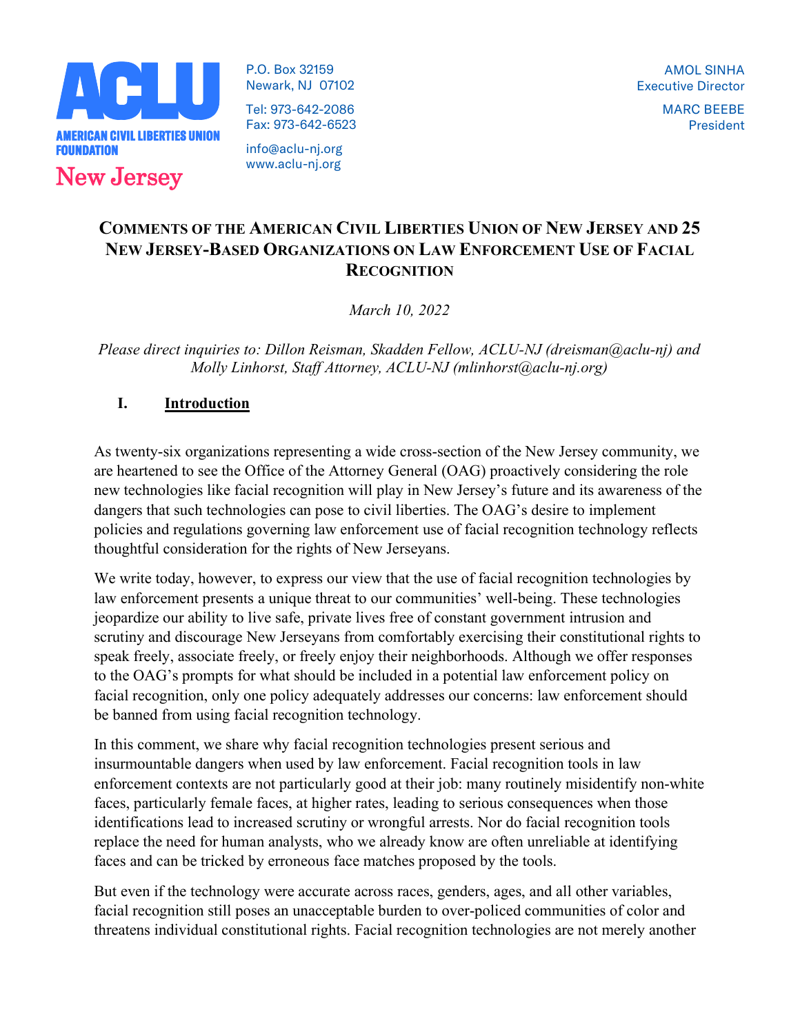ACLU
AMERICAN CIVIL LIBERTIES UNION FOUNDATION
New Jersey

P.O. Box 32159
Newark, NJ 07102

Tel: 973-642-2086
Fax: 973-642-6523

info@aclu-nj.org
www.aclu-nj.org

AMOL SINHA
Executive Director

MARC BEEBE
President

# Comments of the American Civil Liberties Union of New Jersey and 25 New Jersey-Based Organizations on Law Enforcement Use of Facial Recognition

*March 10, 2022*

*Please direct inquiries to: Dillon Reisman, Skadden Fellow, ACLU-NJ (dreisman@aclu-nj) and Molly Linhorst, Staff Attorney, ACLU-NJ (mlinhorst@aclu-nj.org)*

## I. Introduction

As twenty-six organizations representing a wide cross-section of the New Jersey community, we are heartened to see the Office of the Attorney General (OAG) proactively considering the role new technologies like facial recognition will play in New Jersey's future and its awareness of the dangers that such technologies can pose to civil liberties. The OAG's desire to implement policies and regulations governing law enforcement use of facial recognition technology reflects thoughtful consideration for the rights of New Jerseyans.

We write today, however, to express our view that the use of facial recognition technologies by law enforcement presents a unique threat to our communities' well-being. These technologies jeopardize our ability to live safe, private lives free of constant government intrusion and scrutiny and discourage New Jerseyans from comfortably exercising their constitutional rights to speak freely, associate freely, or freely enjoy their neighborhoods. Although we offer responses to the OAG's prompts for what should be included in a potential law enforcement policy on facial recognition, only one policy adequately addresses our concerns: law enforcement should be banned from using facial recognition technology.

In this comment, we share why facial recognition technologies present serious and insurmountable dangers when used by law enforcement. Facial recognition tools in law enforcement contexts are not particularly good at their job: many routinely misidentify non-white faces, particularly female faces, at higher rates, leading to serious consequences when those identifications lead to increased scrutiny or wrongful arrests. Nor do facial recognition tools replace the need for human analysts, who we already know are often unreliable at identifying faces and can be tricked by erroneous face matches proposed by the tools.

But even if the technology were accurate across races, genders, ages, and all other variables, facial recognition still poses an unacceptable burden to over-policed communities of color and threatens individual constitutional rights. Facial recognition technologies are not merely another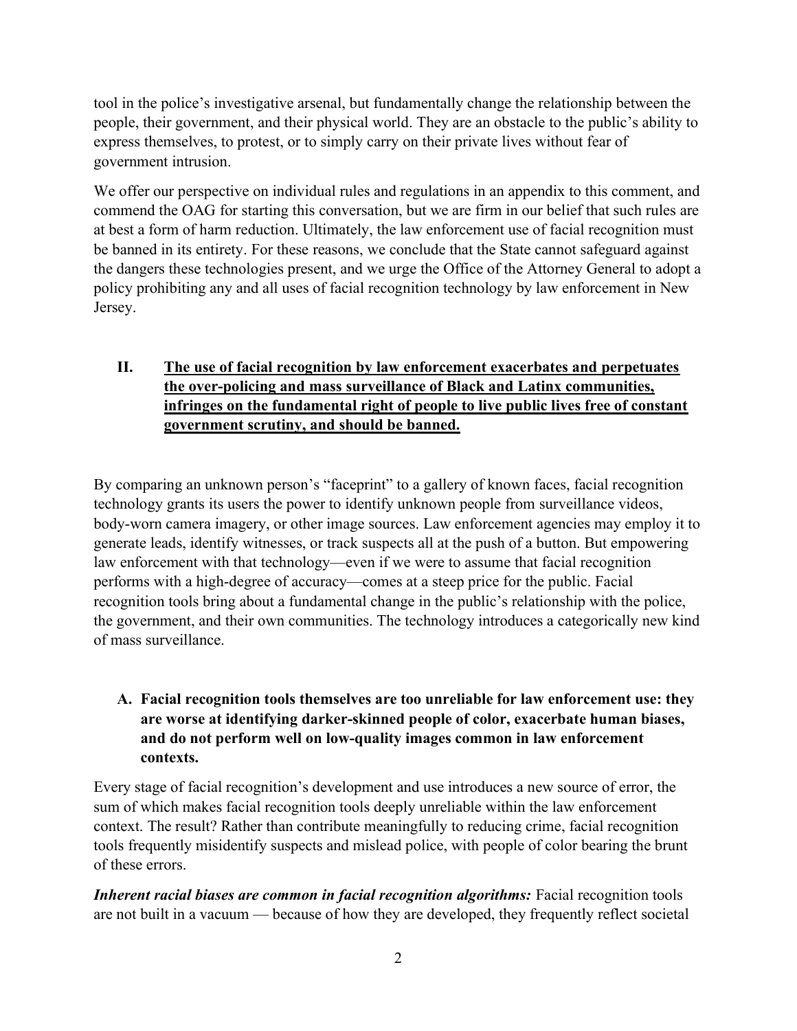tool in the police's investigative arsenal, but fundamentally change the relationship between the people, their government, and their physical world. They are an obstacle to the public's ability to express themselves, to protest, or to simply carry on their private lives without fear of government intrusion.

We offer our perspective on individual rules and regulations in an appendix to this comment, and commend the OAG for starting this conversation, but we are firm in our belief that such rules are at best a form of harm reduction. Ultimately, the law enforcement use of facial recognition must be banned in its entirety. For these reasons, we conclude that the State cannot safeguard against the dangers these technologies present, and we urge the Office of the Attorney General to adopt a policy prohibiting any and all uses of facial recognition technology by law enforcement in New Jersey.

## II. <u>The use of facial recognition by law enforcement exacerbates and perpetuates the over-policing and mass surveillance of Black and Latinx communities, infringes on the fundamental right of people to live public lives free of constant government scrutiny, and should be banned.</u>

By comparing an unknown person's "faceprint" to a gallery of known faces, facial recognition technology grants its users the power to identify unknown people from surveillance videos, body-worn camera imagery, or other image sources. Law enforcement agencies may employ it to generate leads, identify witnesses, or track suspects all at the push of a button. But empowering law enforcement with that technology—even if we were to assume that facial recognition performs with a high-degree of accuracy—comes at a steep price for the public. Facial recognition tools bring about a fundamental change in the public's relationship with the police, the government, and their own communities. The technology introduces a categorically new kind of mass surveillance.

### A. Facial recognition tools themselves are too unreliable for law enforcement use: they are worse at identifying darker-skinned people of color, exacerbate human biases, and do not perform well on low-quality images common in law enforcement contexts.

Every stage of facial recognition's development and use introduces a new source of error, the sum of which makes facial recognition tools deeply unreliable within the law enforcement context. The result? Rather than contribute meaningfully to reducing crime, facial recognition tools frequently misidentify suspects and mislead police, with people of color bearing the brunt of these errors.

***Inherent racial biases are common in facial recognition algorithms:*** Facial recognition tools are not built in a vacuum — because of how they are developed, they frequently reflect societal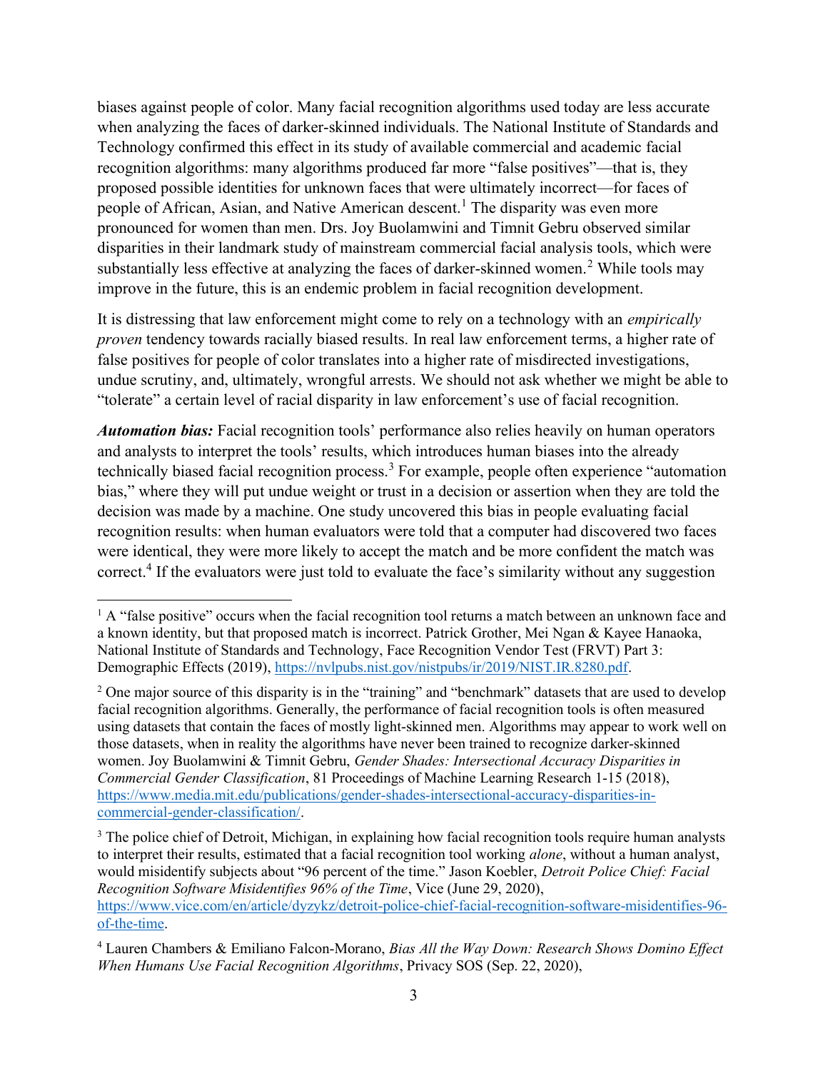biases against people of color. Many facial recognition algorithms used today are less accurate when analyzing the faces of darker-skinned individuals. The National Institute of Standards and Technology confirmed this effect in its study of available commercial and academic facial recognition algorithms: many algorithms produced far more "false positives"—that is, they proposed possible identities for unknown faces that were ultimately incorrect—for faces of people of African, Asian, and Native American descent.[1] The disparity was even more pronounced for women than men. Drs. Joy Buolamwini and Timnit Gebru observed similar disparities in their landmark study of mainstream commercial facial analysis tools, which were substantially less effective at analyzing the faces of darker-skinned women.[2] While tools may improve in the future, this is an endemic problem in facial recognition development.

It is distressing that law enforcement might come to rely on a technology with an *empirically proven* tendency towards racially biased results. In real law enforcement terms, a higher rate of false positives for people of color translates into a higher rate of misdirected investigations, undue scrutiny, and, ultimately, wrongful arrests. We should not ask whether we might be able to "tolerate" a certain level of racial disparity in law enforcement's use of facial recognition.

***Automation bias:*** Facial recognition tools' performance also relies heavily on human operators and analysts to interpret the tools' results, which introduces human biases into the already technically biased facial recognition process.[3] For example, people often experience "automation bias," where they will put undue weight or trust in a decision or assertion when they are told the decision was made by a machine. One study uncovered this bias in people evaluating facial recognition results: when human evaluators were told that a computer had discovered two faces were identical, they were more likely to accept the match and be more confident the match was correct.[4] If the evaluators were just told to evaluate the face's similarity without any suggestion

---

[1] A "false positive" occurs when the facial recognition tool returns a match between an unknown face and a known identity, but that proposed match is incorrect. Patrick Grother, Mei Ngan & Kayee Hanaoka, National Institute of Standards and Technology, Face Recognition Vendor Test (FRVT) Part 3: Demographic Effects (2019), https://nvlpubs.nist.gov/nistpubs/ir/2019/NIST.IR.8280.pdf.

[2] One major source of this disparity is in the "training" and "benchmark" datasets that are used to develop facial recognition algorithms. Generally, the performance of facial recognition tools is often measured using datasets that contain the faces of mostly light-skinned men. Algorithms may appear to work well on those datasets, when in reality the algorithms have never been trained to recognize darker-skinned women. Joy Buolamwini & Timnit Gebru, *Gender Shades: Intersectional Accuracy Disparities in Commercial Gender Classification*, 81 Proceedings of Machine Learning Research 1-15 (2018), https://www.media.mit.edu/publications/gender-shades-intersectional-accuracy-disparities-in-commercial-gender-classification/.

[3] The police chief of Detroit, Michigan, in explaining how facial recognition tools require human analysts to interpret their results, estimated that a facial recognition tool working *alone*, without a human analyst, would misidentify subjects about "96 percent of the time." Jason Koebler, *Detroit Police Chief: Facial Recognition Software Misidentifies 96% of the Time*, Vice (June 29, 2020), https://www.vice.com/en/article/dyzykz/detroit-police-chief-facial-recognition-software-misidentifies-96-of-the-time.

[4] Lauren Chambers & Emiliano Falcon-Morano, *Bias All the Way Down: Research Shows Domino Effect When Humans Use Facial Recognition Algorithms*, Privacy SOS (Sep. 22, 2020),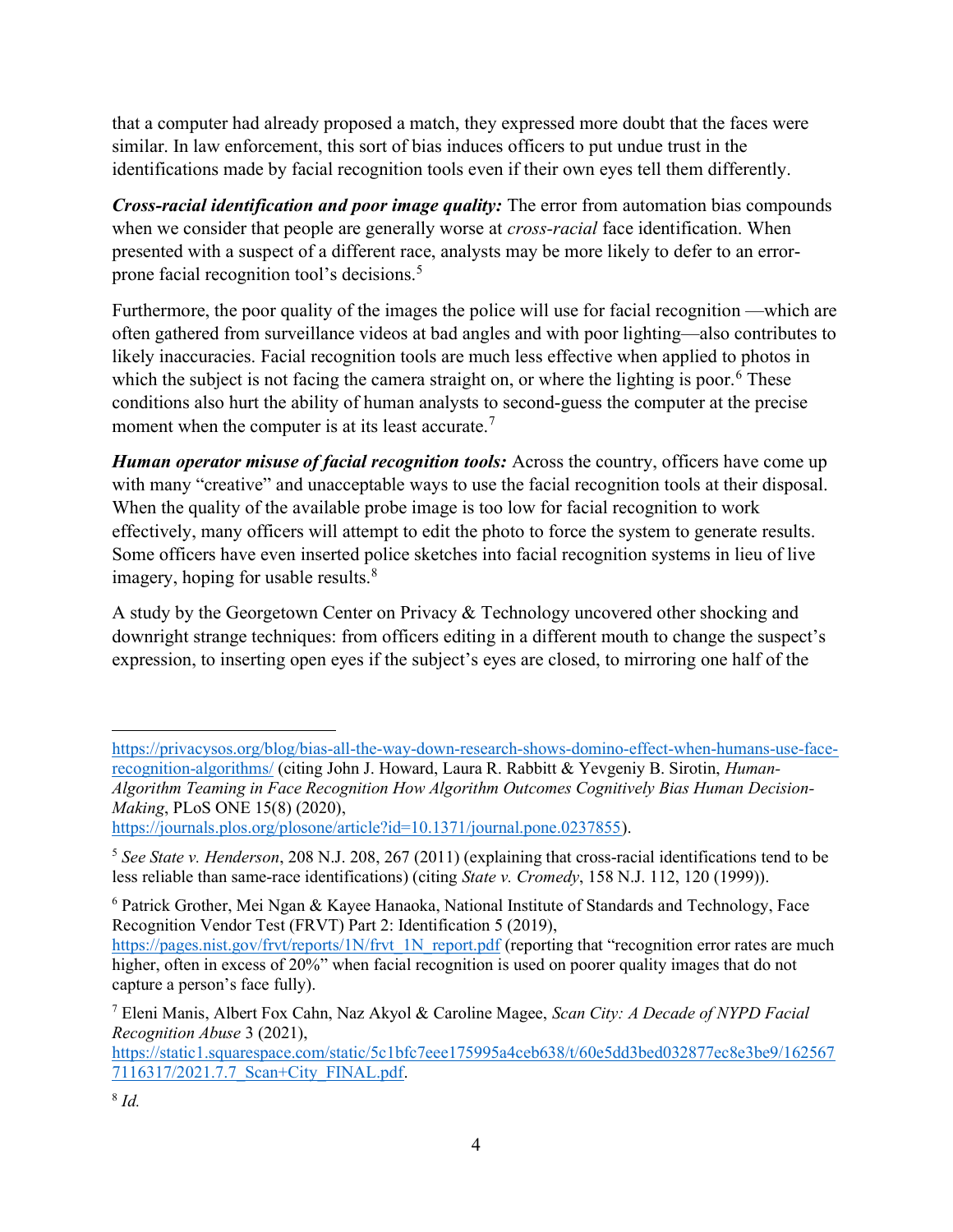that a computer had already proposed a match, they expressed more doubt that the faces were similar. In law enforcement, this sort of bias induces officers to put undue trust in the identifications made by facial recognition tools even if their own eyes tell them differently.

***Cross-racial identification and poor image quality:*** The error from automation bias compounds when we consider that people are generally worse at *cross-racial* face identification. When presented with a suspect of a different race, analysts may be more likely to defer to an error-prone facial recognition tool's decisions.[5]

Furthermore, the poor quality of the images the police will use for facial recognition —which are often gathered from surveillance videos at bad angles and with poor lighting—also contributes to likely inaccuracies. Facial recognition tools are much less effective when applied to photos in which the subject is not facing the camera straight on, or where the lighting is poor.[6] These conditions also hurt the ability of human analysts to second-guess the computer at the precise moment when the computer is at its least accurate.[7]

***Human operator misuse of facial recognition tools:*** Across the country, officers have come up with many "creative" and unacceptable ways to use the facial recognition tools at their disposal. When the quality of the available probe image is too low for facial recognition to work effectively, many officers will attempt to edit the photo to force the system to generate results. Some officers have even inserted police sketches into facial recognition systems in lieu of live imagery, hoping for usable results.[8]

A study by the Georgetown Center on Privacy & Technology uncovered other shocking and downright strange techniques: from officers editing in a different mouth to change the suspect's expression, to inserting open eyes if the subject's eyes are closed, to mirroring one half of the

---

https://privacysos.org/blog/bias-all-the-way-down-research-shows-domino-effect-when-humans-use-face-recognition-algorithms/ (citing John J. Howard, Laura R. Rabbitt & Yevgeniy B. Sirotin, *Human-Algorithm Teaming in Face Recognition How Algorithm Outcomes Cognitively Bias Human Decision-Making*, PLoS ONE 15(8) (2020), https://journals.plos.org/plosone/article?id=10.1371/journal.pone.0237855).

[5] *See State v. Henderson*, 208 N.J. 208, 267 (2011) (explaining that cross-racial identifications tend to be less reliable than same-race identifications) (citing *State v. Cromedy*, 158 N.J. 112, 120 (1999)).

[6] Patrick Grother, Mei Ngan & Kayee Hanaoka, National Institute of Standards and Technology, Face Recognition Vendor Test (FRVT) Part 2: Identification 5 (2019), https://pages.nist.gov/frvt/reports/1N/frvt_1N_report.pdf (reporting that "recognition error rates are much higher, often in excess of 20%" when facial recognition is used on poorer quality images that do not capture a person's face fully).

[7] Eleni Manis, Albert Fox Cahn, Naz Akyol & Caroline Magee, *Scan City: A Decade of NYPD Facial Recognition Abuse* 3 (2021), https://static1.squarespace.com/static/5c1bfc7eee175995a4ceb638/t/60e5dd3bed032877ec8e3be9/1625677116317/2021.7.7_Scan+City_FINAL.pdf.

[8] *Id.*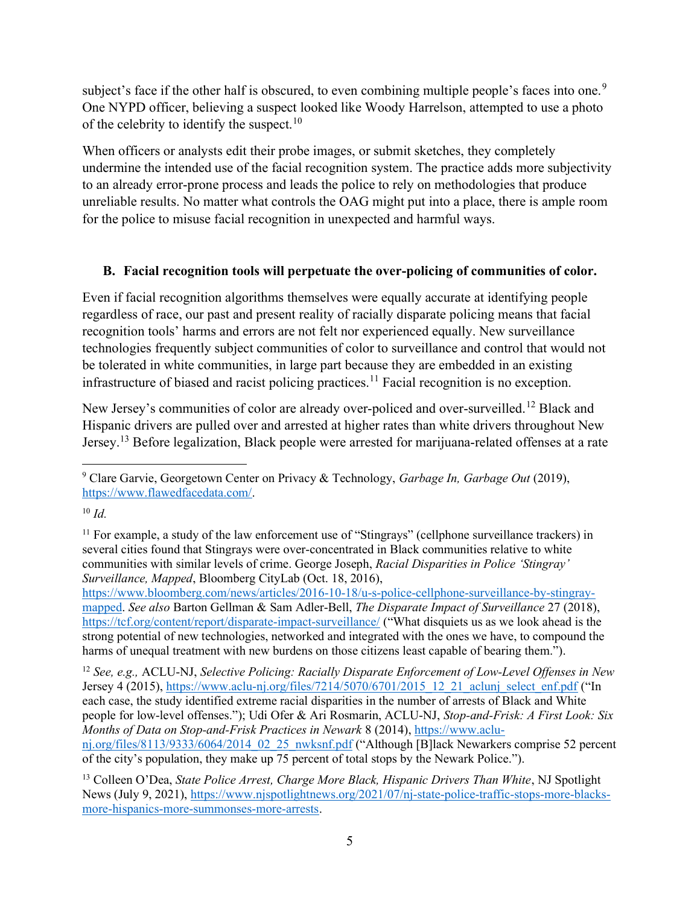subject's face if the other half is obscured, to even combining multiple people's faces into one.[9] One NYPD officer, believing a suspect looked like Woody Harrelson, attempted to use a photo of the celebrity to identify the suspect.[10]

When officers or analysts edit their probe images, or submit sketches, they completely undermine the intended use of the facial recognition system. The practice adds more subjectivity to an already error-prone process and leads the police to rely on methodologies that produce unreliable results. No matter what controls the OAG might put into a place, there is ample room for the police to misuse facial recognition in unexpected and harmful ways.

### B. Facial recognition tools will perpetuate the over-policing of communities of color.

Even if facial recognition algorithms themselves were equally accurate at identifying people regardless of race, our past and present reality of racially disparate policing means that facial recognition tools' harms and errors are not felt nor experienced equally. New surveillance technologies frequently subject communities of color to surveillance and control that would not be tolerated in white communities, in large part because they are embedded in an existing infrastructure of biased and racist policing practices.[11] Facial recognition is no exception.

New Jersey's communities of color are already over-policed and over-surveilled.[12] Black and Hispanic drivers are pulled over and arrested at higher rates than white drivers throughout New Jersey.[13] Before legalization, Black people were arrested for marijuana-related offenses at a rate

---

[9] Clare Garvie, Georgetown Center on Privacy & Technology, *Garbage In, Garbage Out* (2019), https://www.flawedfacedata.com/.

[10] *Id.*

[11] For example, a study of the law enforcement use of "Stingrays" (cellphone surveillance trackers) in several cities found that Stingrays were over-concentrated in Black communities relative to white communities with similar levels of crime. George Joseph, *Racial Disparities in Police 'Stingray' Surveillance, Mapped*, Bloomberg CityLab (Oct. 18, 2016), https://www.bloomberg.com/news/articles/2016-10-18/u-s-police-cellphone-surveillance-by-stingray-mapped. *See also* Barton Gellman & Sam Adler-Bell, *The Disparate Impact of Surveillance* 27 (2018), https://tcf.org/content/report/disparate-impact-surveillance/ ("What disquiets us as we look ahead is the strong potential of new technologies, networked and integrated with the ones we have, to compound the harms of unequal treatment with new burdens on those citizens least capable of bearing them.").

[12] *See, e.g.,* ACLU-NJ, *Selective Policing: Racially Disparate Enforcement of Low-Level Offenses in New Jersey* 4 (2015), https://www.aclu-nj.org/files/7214/5070/6701/2015_12_21_aclunj_select_enf.pdf ("In each case, the study identified extreme racial disparities in the number of arrests of Black and White people for low-level offenses."); Udi Ofer & Ari Rosmarin, ACLU-NJ, *Stop-and-Frisk: A First Look: Six Months of Data on Stop-and-Frisk Practices in Newark* 8 (2014), https://www.aclu-nj.org/files/8113/9333/6064/2014_02_25_nwksnf.pdf ("Although [B]lack Newarkers comprise 52 percent of the city's population, they make up 75 percent of total stops by the Newark Police.").

[13] Colleen O'Dea, *State Police Arrest, Charge More Black, Hispanic Drivers Than White*, NJ Spotlight News (July 9, 2021), https://www.njspotlightnews.org/2021/07/nj-state-police-traffic-stops-more-blacks-more-hispanics-more-summonses-more-arrests.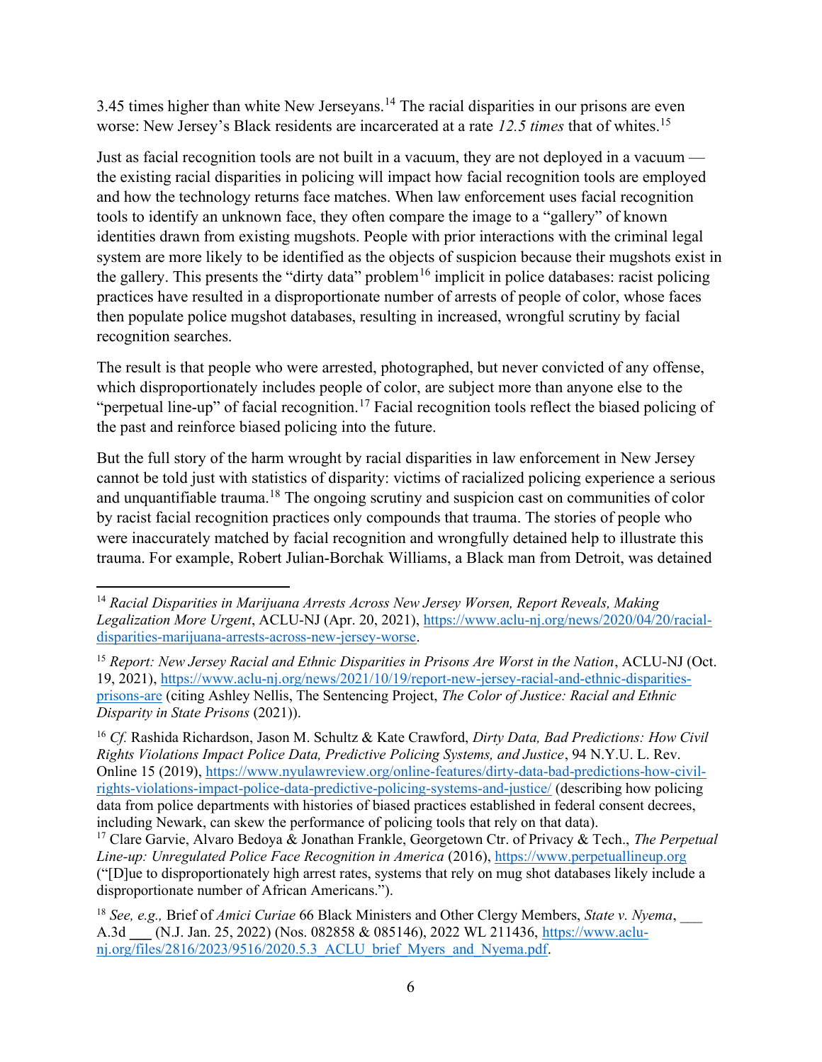3.45 times higher than white New Jerseyans.[14] The racial disparities in our prisons are even worse: New Jersey's Black residents are incarcerated at a rate *12.5 times* that of whites.[15]

Just as facial recognition tools are not built in a vacuum, they are not deployed in a vacuum — the existing racial disparities in policing will impact how facial recognition tools are employed and how the technology returns face matches. When law enforcement uses facial recognition tools to identify an unknown face, they often compare the image to a "gallery" of known identities drawn from existing mugshots. People with prior interactions with the criminal legal system are more likely to be identified as the objects of suspicion because their mugshots exist in the gallery. This presents the "dirty data" problem[16] implicit in police databases: racist policing practices have resulted in a disproportionate number of arrests of people of color, whose faces then populate police mugshot databases, resulting in increased, wrongful scrutiny by facial recognition searches.

The result is that people who were arrested, photographed, but never convicted of any offense, which disproportionately includes people of color, are subject more than anyone else to the "perpetual line-up" of facial recognition.[17] Facial recognition tools reflect the biased policing of the past and reinforce biased policing into the future.

But the full story of the harm wrought by racial disparities in law enforcement in New Jersey cannot be told just with statistics of disparity: victims of racialized policing experience a serious and unquantifiable trauma.[18] The ongoing scrutiny and suspicion cast on communities of color by racist facial recognition practices only compounds that trauma. The stories of people who were inaccurately matched by facial recognition and wrongfully detained help to illustrate this trauma. For example, Robert Julian-Borchak Williams, a Black man from Detroit, was detained

---

[14] *Racial Disparities in Marijuana Arrests Across New Jersey Worsen, Report Reveals, Making Legalization More Urgent*, ACLU-NJ (Apr. 20, 2021), https://www.aclu-nj.org/news/2020/04/20/racial-disparities-marijuana-arrests-across-new-jersey-worse.

[15] *Report: New Jersey Racial and Ethnic Disparities in Prisons Are Worst in the Nation*, ACLU-NJ (Oct. 19, 2021), https://www.aclu-nj.org/news/2021/10/19/report-new-jersey-racial-and-ethnic-disparities-prisons-are (citing Ashley Nellis, The Sentencing Project, *The Color of Justice: Racial and Ethnic Disparity in State Prisons* (2021)).

[16] *Cf.* Rashida Richardson, Jason M. Schultz & Kate Crawford, *Dirty Data, Bad Predictions: How Civil Rights Violations Impact Police Data, Predictive Policing Systems, and Justice*, 94 N.Y.U. L. Rev. Online 15 (2019), https://www.nyulawreview.org/online-features/dirty-data-bad-predictions-how-civil-rights-violations-impact-police-data-predictive-policing-systems-and-justice/ (describing how policing data from police departments with histories of biased practices established in federal consent decrees, including Newark, can skew the performance of policing tools that rely on that data).

[17] Clare Garvie, Alvaro Bedoya & Jonathan Frankle, Georgetown Ctr. of Privacy & Tech., *The Perpetual Line-up: Unregulated Police Face Recognition in America* (2016), https://www.perpetuallineup.org ("[D]ue to disproportionately high arrest rates, systems that rely on mug shot databases likely include a disproportionate number of African Americans.").

[18] *See, e.g.,* Brief of *Amici Curiae* 66 Black Ministers and Other Clergy Members, *State v. Nyema*, ___ A.3d ___ (N.J. Jan. 25, 2022) (Nos. 082858 & 085146), 2022 WL 211436, https://www.aclu-nj.org/files/2816/2023/9516/2020.5.3_ACLU_brief_Myers_and_Nyema.pdf.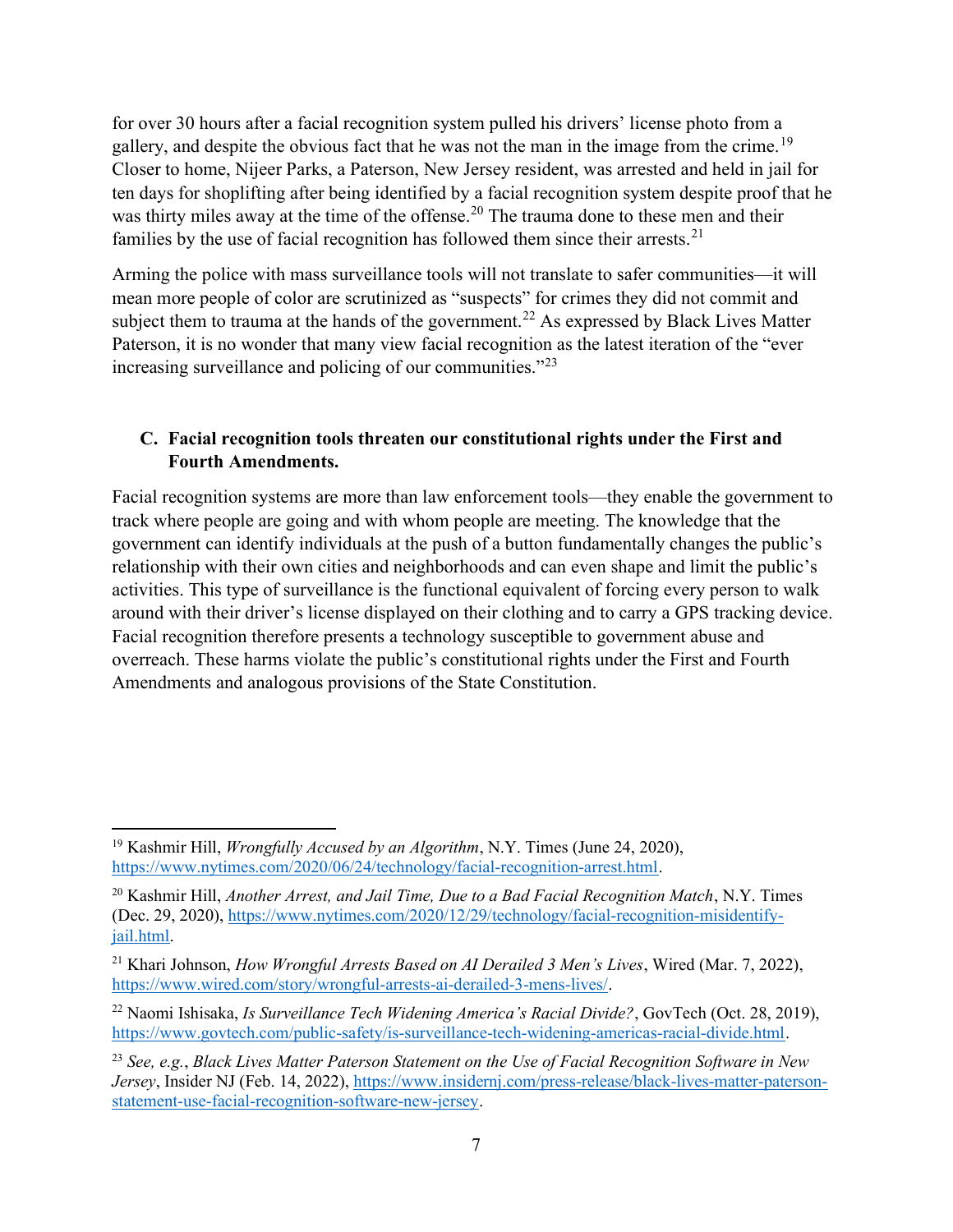for over 30 hours after a facial recognition system pulled his drivers' license photo from a gallery, and despite the obvious fact that he was not the man in the image from the crime.[19] Closer to home, Nijeer Parks, a Paterson, New Jersey resident, was arrested and held in jail for ten days for shoplifting after being identified by a facial recognition system despite proof that he was thirty miles away at the time of the offense.[20] The trauma done to these men and their families by the use of facial recognition has followed them since their arrests.[21]

Arming the police with mass surveillance tools will not translate to safer communities—it will mean more people of color are scrutinized as "suspects" for crimes they did not commit and subject them to trauma at the hands of the government.[22] As expressed by Black Lives Matter Paterson, it is no wonder that many view facial recognition as the latest iteration of the "ever increasing surveillance and policing of our communities."[23]

### C. Facial recognition tools threaten our constitutional rights under the First and Fourth Amendments.

Facial recognition systems are more than law enforcement tools—they enable the government to track where people are going and with whom people are meeting. The knowledge that the government can identify individuals at the push of a button fundamentally changes the public's relationship with their own cities and neighborhoods and can even shape and limit the public's activities. This type of surveillance is the functional equivalent of forcing every person to walk around with their driver's license displayed on their clothing and to carry a GPS tracking device. Facial recognition therefore presents a technology susceptible to government abuse and overreach. These harms violate the public's constitutional rights under the First and Fourth Amendments and analogous provisions of the State Constitution.

---

[19] Kashmir Hill, *Wrongfully Accused by an Algorithm*, N.Y. Times (June 24, 2020), https://www.nytimes.com/2020/06/24/technology/facial-recognition-arrest.html.

[20] Kashmir Hill, *Another Arrest, and Jail Time, Due to a Bad Facial Recognition Match*, N.Y. Times (Dec. 29, 2020), https://www.nytimes.com/2020/12/29/technology/facial-recognition-misidentify-jail.html.

[21] Khari Johnson, *How Wrongful Arrests Based on AI Derailed 3 Men's Lives*, Wired (Mar. 7, 2022), https://www.wired.com/story/wrongful-arrests-ai-derailed-3-mens-lives/.

[22] Naomi Ishisaka, *Is Surveillance Tech Widening America's Racial Divide?*, GovTech (Oct. 28, 2019), https://www.govtech.com/public-safety/is-surveillance-tech-widening-americas-racial-divide.html.

[23] *See, e.g.*, *Black Lives Matter Paterson Statement on the Use of Facial Recognition Software in New Jersey*, Insider NJ (Feb. 14, 2022), https://www.insidernj.com/press-release/black-lives-matter-paterson-statement-use-facial-recognition-software-new-jersey.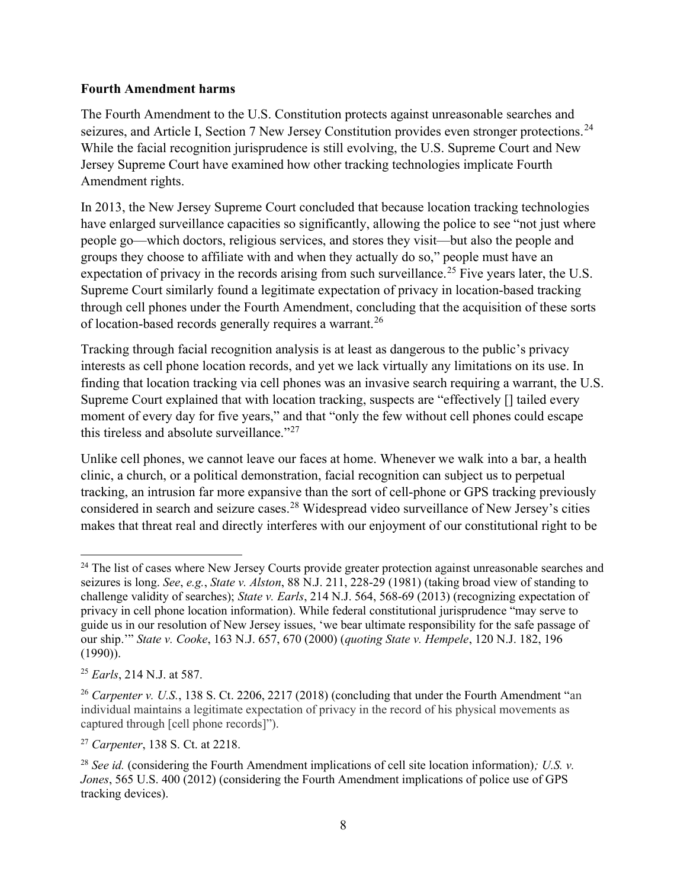**Fourth Amendment harms**

The Fourth Amendment to the U.S. Constitution protects against unreasonable searches and seizures, and Article I, Section 7 New Jersey Constitution provides even stronger protections.[24] While the facial recognition jurisprudence is still evolving, the U.S. Supreme Court and New Jersey Supreme Court have examined how other tracking technologies implicate Fourth Amendment rights.

In 2013, the New Jersey Supreme Court concluded that because location tracking technologies have enlarged surveillance capacities so significantly, allowing the police to see "not just where people go—which doctors, religious services, and stores they visit—but also the people and groups they choose to affiliate with and when they actually do so," people must have an expectation of privacy in the records arising from such surveillance.[25] Five years later, the U.S. Supreme Court similarly found a legitimate expectation of privacy in location-based tracking through cell phones under the Fourth Amendment, concluding that the acquisition of these sorts of location-based records generally requires a warrant.[26]

Tracking through facial recognition analysis is at least as dangerous to the public's privacy interests as cell phone location records, and yet we lack virtually any limitations on its use. In finding that location tracking via cell phones was an invasive search requiring a warrant, the U.S. Supreme Court explained that with location tracking, suspects are "effectively [] tailed every moment of every day for five years," and that "only the few without cell phones could escape this tireless and absolute surveillance."[27]

Unlike cell phones, we cannot leave our faces at home. Whenever we walk into a bar, a health clinic, a church, or a political demonstration, facial recognition can subject us to perpetual tracking, an intrusion far more expansive than the sort of cell-phone or GPS tracking previously considered in search and seizure cases.[28] Widespread video surveillance of New Jersey's cities makes that threat real and directly interferes with our enjoyment of our constitutional right to be

---

[24] The list of cases where New Jersey Courts provide greater protection against unreasonable searches and seizures is long. *See*, *e.g.*, *State v. Alston*, 88 N.J. 211, 228-29 (1981) (taking broad view of standing to challenge validity of searches); *State v. Earls*, 214 N.J. 564, 568-69 (2013) (recognizing expectation of privacy in cell phone location information). While federal constitutional jurisprudence "may serve to guide us in our resolution of New Jersey issues, 'we bear ultimate responsibility for the safe passage of our ship.'" *State v. Cooke*, 163 N.J. 657, 670 (2000) (*quoting State v. Hempele*, 120 N.J. 182, 196 (1990)).

[25] *Earls*, 214 N.J. at 587.

[26] *Carpenter v. U.S.*, 138 S. Ct. 2206, 2217 (2018) (concluding that under the Fourth Amendment "an individual maintains a legitimate expectation of privacy in the record of his physical movements as captured through [cell phone records]").

[27] *Carpenter*, 138 S. Ct. at 2218.

[28] *See id.* (considering the Fourth Amendment implications of cell site location information); *U.S. v. Jones*, 565 U.S. 400 (2012) (considering the Fourth Amendment implications of police use of GPS tracking devices).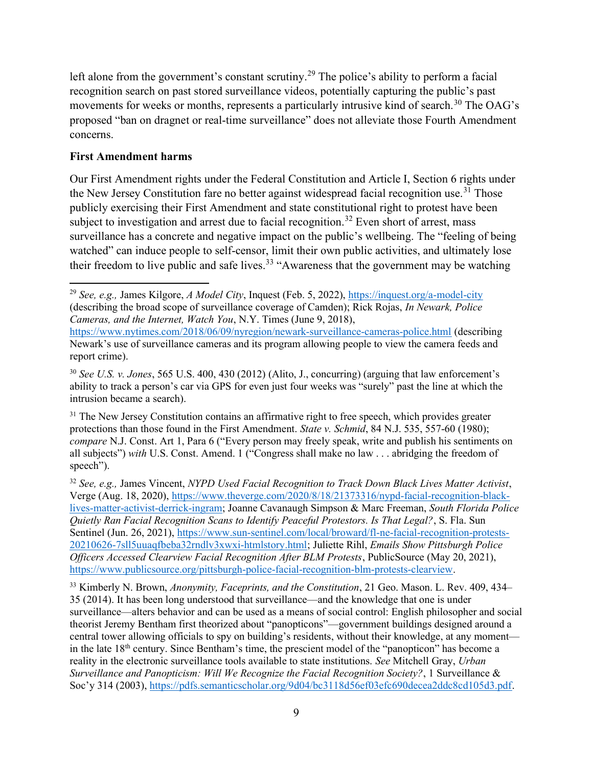left alone from the government's constant scrutiny.[29] The police's ability to perform a facial recognition search on past stored surveillance videos, potentially capturing the public's past movements for weeks or months, represents a particularly intrusive kind of search.[30] The OAG's proposed "ban on dragnet or real-time surveillance" does not alleviate those Fourth Amendment concerns.

**First Amendment harms**

Our First Amendment rights under the Federal Constitution and Article I, Section 6 rights under the New Jersey Constitution fare no better against widespread facial recognition use.[31] Those publicly exercising their First Amendment and state constitutional right to protest have been subject to investigation and arrest due to facial recognition.[32] Even short of arrest, mass surveillance has a concrete and negative impact on the public's wellbeing. The "feeling of being watched" can induce people to self-censor, limit their own public activities, and ultimately lose their freedom to live public and safe lives.[33] "Awareness that the government may be watching

---

[29] *See, e.g.,* James Kilgore, *A Model City*, Inquest (Feb. 5, 2022), https://inquest.org/a-model-city (describing the broad scope of surveillance coverage of Camden); Rick Rojas, *In Newark, Police Cameras, and the Internet, Watch You*, N.Y. Times (June 9, 2018), https://www.nytimes.com/2018/06/09/nyregion/newark-surveillance-cameras-police.html (describing Newark's use of surveillance cameras and its program allowing people to view the camera feeds and report crime).

[30] *See U.S. v. Jones*, 565 U.S. 400, 430 (2012) (Alito, J., concurring) (arguing that law enforcement's ability to track a person's car via GPS for even just four weeks was "surely" past the line at which the intrusion became a search).

[31] The New Jersey Constitution contains an affirmative right to free speech, which provides greater protections than those found in the First Amendment. *State v. Schmid*, 84 N.J. 535, 557-60 (1980); *compare* N.J. Const. Art 1, Para 6 ("Every person may freely speak, write and publish his sentiments on all subjects") *with* U.S. Const. Amend. 1 ("Congress shall make no law . . . abridging the freedom of speech").

[32] *See, e.g.,* James Vincent, *NYPD Used Facial Recognition to Track Down Black Lives Matter Activist*, Verge (Aug. 18, 2020), https://www.theverge.com/2020/8/18/21373316/nypd-facial-recognition-black-lives-matter-activist-derrick-ingram; Joanne Cavanaugh Simpson & Marc Freeman, *South Florida Police Quietly Ran Facial Recognition Scans to Identify Peaceful Protestors. Is That Legal?*, S. Fla. Sun Sentinel (Jun. 26, 2021), https://www.sun-sentinel.com/local/broward/fl-ne-facial-recognition-protests-20210626-7sll5uuaqfbeba32rndlv3xwxi-htmlstory.html; Juliette Rihl, *Emails Show Pittsburgh Police Officers Accessed Clearview Facial Recognition After BLM Protests*, PublicSource (May 20, 2021), https://www.publicsource.org/pittsburgh-police-facial-recognition-blm-protests-clearview.

[33] Kimberly N. Brown, *Anonymity, Faceprints, and the Constitution*, 21 Geo. Mason. L. Rev. 409, 434–35 (2014). It has been long understood that surveillance—and the knowledge that one is under surveillance—alters behavior and can be used as a means of social control: English philosopher and social theorist Jeremy Bentham first theorized about "panopticons"—government buildings designed around a central tower allowing officials to spy on building's residents, without their knowledge, at any moment—in the late 18th century. Since Bentham's time, the prescient model of the "panopticon" has become a reality in the electronic surveillance tools available to state institutions. *See* Mitchell Gray, *Urban Surveillance and Panopticism: Will We Recognize the Facial Recognition Society?*, 1 Surveillance & Soc'y 314 (2003), https://pdfs.semanticscholar.org/9d04/bc3118d56ef03efc690decea2ddc8cd105d3.pdf.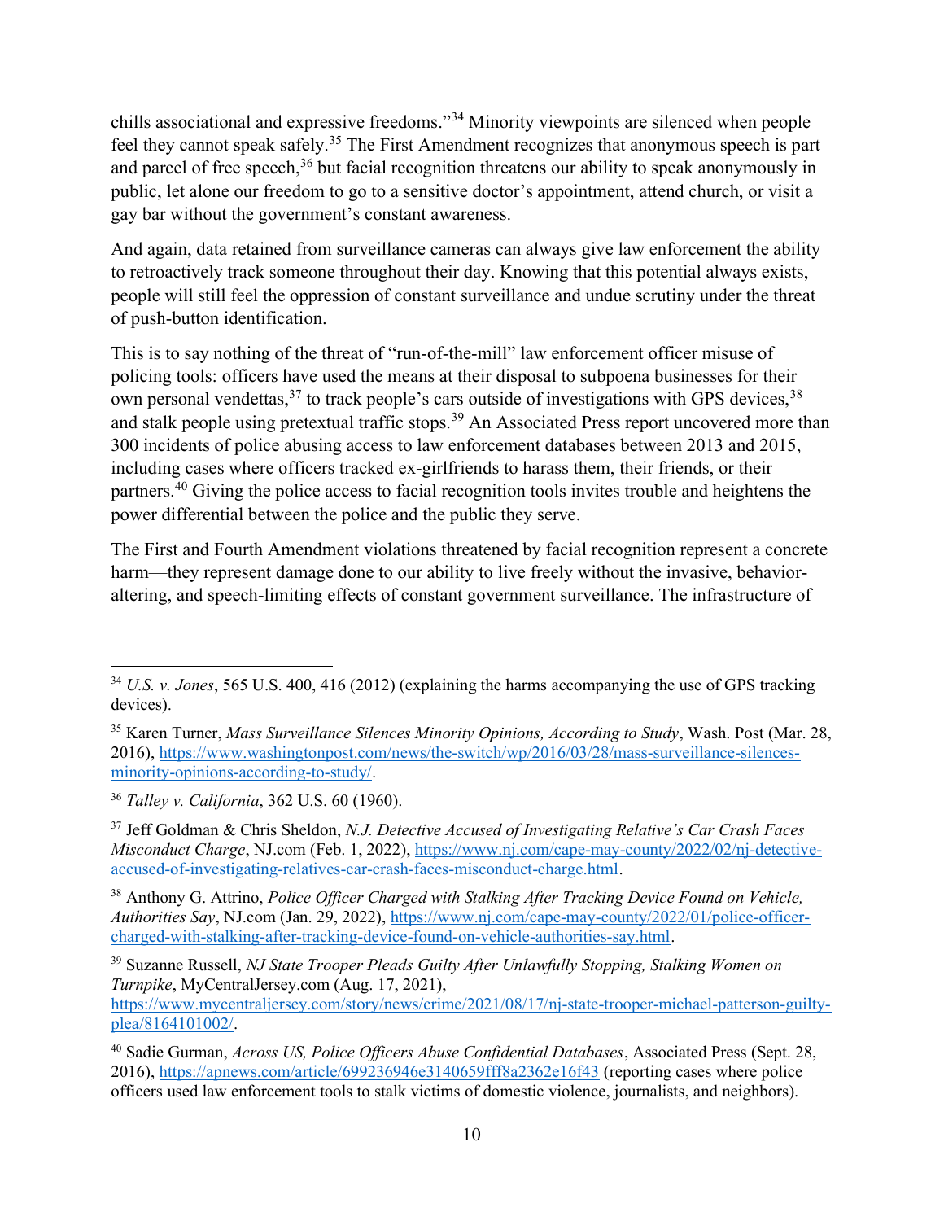chills associational and expressive freedoms."[34] Minority viewpoints are silenced when people feel they cannot speak safely.[35] The First Amendment recognizes that anonymous speech is part and parcel of free speech,[36] but facial recognition threatens our ability to speak anonymously in public, let alone our freedom to go to a sensitive doctor's appointment, attend church, or visit a gay bar without the government's constant awareness.

And again, data retained from surveillance cameras can always give law enforcement the ability to retroactively track someone throughout their day. Knowing that this potential always exists, people will still feel the oppression of constant surveillance and undue scrutiny under the threat of push-button identification.

This is to say nothing of the threat of "run-of-the-mill" law enforcement officer misuse of policing tools: officers have used the means at their disposal to subpoena businesses for their own personal vendettas,[37] to track people's cars outside of investigations with GPS devices,[38] and stalk people using pretextual traffic stops.[39] An Associated Press report uncovered more than 300 incidents of police abusing access to law enforcement databases between 2013 and 2015, including cases where officers tracked ex-girlfriends to harass them, their friends, or their partners.[40] Giving the police access to facial recognition tools invites trouble and heightens the power differential between the police and the public they serve.

The First and Fourth Amendment violations threatened by facial recognition represent a concrete harm—they represent damage done to our ability to live freely without the invasive, behavior-altering, and speech-limiting effects of constant government surveillance. The infrastructure of

---

[34] *U.S. v. Jones*, 565 U.S. 400, 416 (2012) (explaining the harms accompanying the use of GPS tracking devices).

[35] Karen Turner, *Mass Surveillance Silences Minority Opinions, According to Study*, Wash. Post (Mar. 28, 2016), https://www.washingtonpost.com/news/the-switch/wp/2016/03/28/mass-surveillance-silences-minority-opinions-according-to-study/.

[36] *Talley v. California*, 362 U.S. 60 (1960).

[37] Jeff Goldman & Chris Sheldon, *N.J. Detective Accused of Investigating Relative's Car Crash Faces Misconduct Charge*, NJ.com (Feb. 1, 2022), https://www.nj.com/cape-may-county/2022/02/nj-detective-accused-of-investigating-relatives-car-crash-faces-misconduct-charge.html.

[38] Anthony G. Attrino, *Police Officer Charged with Stalking After Tracking Device Found on Vehicle, Authorities Say*, NJ.com (Jan. 29, 2022), https://www.nj.com/cape-may-county/2022/01/police-officer-charged-with-stalking-after-tracking-device-found-on-vehicle-authorities-say.html.

[39] Suzanne Russell, *NJ State Trooper Pleads Guilty After Unlawfully Stopping, Stalking Women on Turnpike*, MyCentralJersey.com (Aug. 17, 2021), https://www.mycentraljersey.com/story/news/crime/2021/08/17/nj-state-trooper-michael-patterson-guilty-plea/8164101002/.

[40] Sadie Gurman, *Across US, Police Officers Abuse Confidential Databases*, Associated Press (Sept. 28, 2016), https://apnews.com/article/699236946e3140659fff8a2362e16f43 (reporting cases where police officers used law enforcement tools to stalk victims of domestic violence, journalists, and neighbors).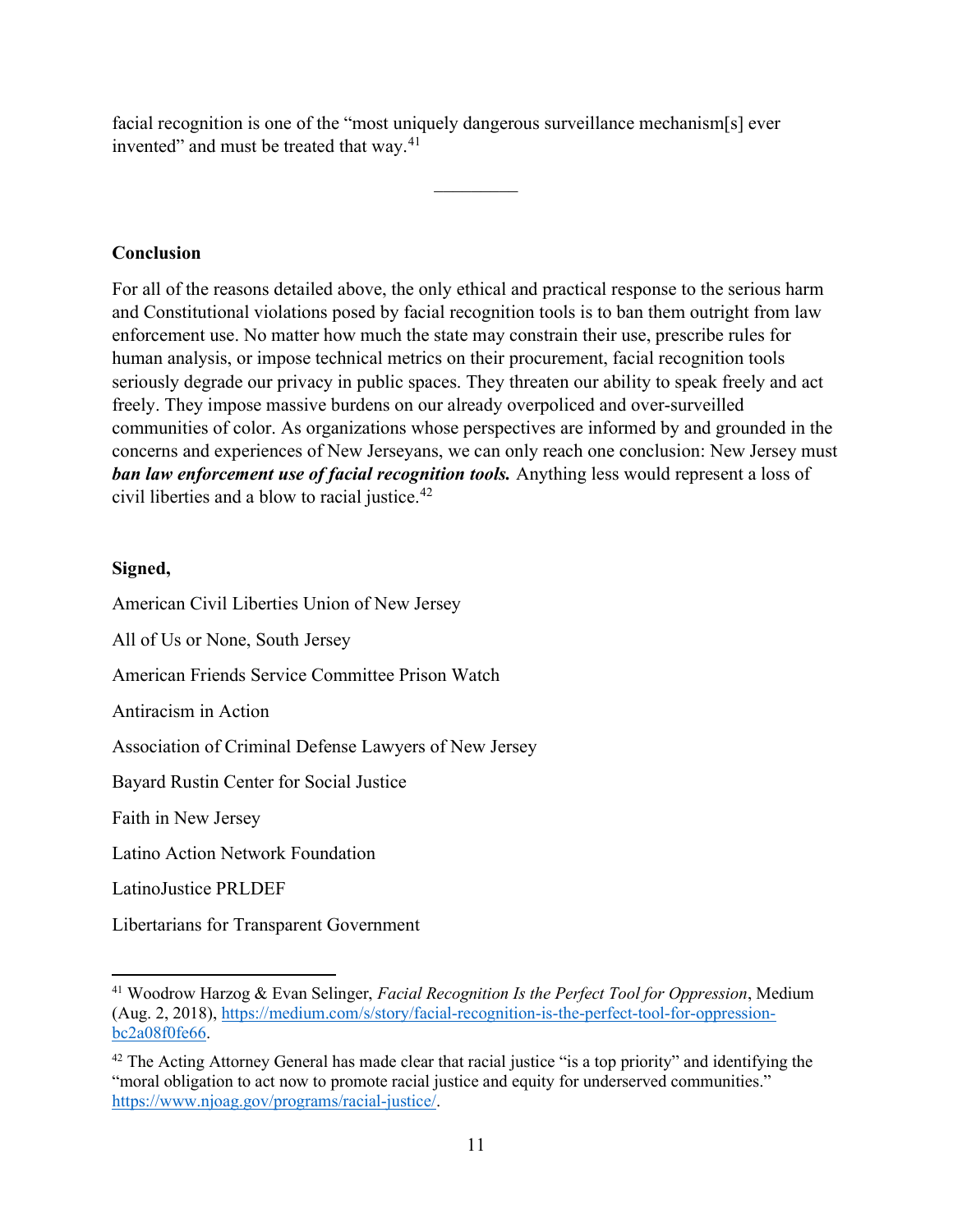facial recognition is one of the "most uniquely dangerous surveillance mechanism[s] ever invented" and must be treated that way.[41]

---

**Conclusion**

For all of the reasons detailed above, the only ethical and practical response to the serious harm and Constitutional violations posed by facial recognition tools is to ban them outright from law enforcement use. No matter how much the state may constrain their use, prescribe rules for human analysis, or impose technical metrics on their procurement, facial recognition tools seriously degrade our privacy in public spaces. They threaten our ability to speak freely and act freely. They impose massive burdens on our already overpoliced and over-surveilled communities of color. As organizations whose perspectives are informed by and grounded in the concerns and experiences of New Jerseyans, we can only reach one conclusion: New Jersey must ***ban law enforcement use of facial recognition tools.*** Anything less would represent a loss of civil liberties and a blow to racial justice.[42]

**Signed,**

American Civil Liberties Union of New Jersey

All of Us or None, South Jersey

American Friends Service Committee Prison Watch

Antiracism in Action

Association of Criminal Defense Lawyers of New Jersey

Bayard Rustin Center for Social Justice

Faith in New Jersey

Latino Action Network Foundation

LatinoJustice PRLDEF

Libertarians for Transparent Government

---

[41] Woodrow Harzog & Evan Selinger, *Facial Recognition Is the Perfect Tool for Oppression*, Medium (Aug. 2, 2018), https://medium.com/s/story/facial-recognition-is-the-perfect-tool-for-oppression-bc2a08f0fe66.

[42] The Acting Attorney General has made clear that racial justice "is a top priority" and identifying the "moral obligation to act now to promote racial justice and equity for underserved communities." https://www.njoag.gov/programs/racial-justice/.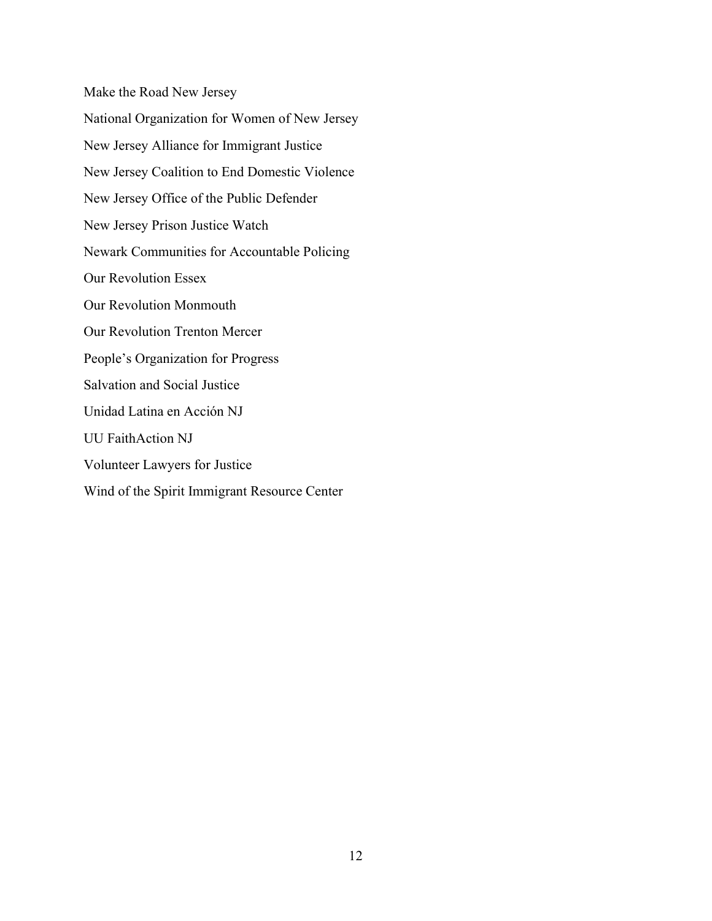Make the Road New Jersey

National Organization for Women of New Jersey

New Jersey Alliance for Immigrant Justice

New Jersey Coalition to End Domestic Violence

New Jersey Office of the Public Defender

New Jersey Prison Justice Watch

Newark Communities for Accountable Policing

Our Revolution Essex

Our Revolution Monmouth

Our Revolution Trenton Mercer

People's Organization for Progress

Salvation and Social Justice

Unidad Latina en Acción NJ

UU FaithAction NJ

Volunteer Lawyers for Justice

Wind of the Spirit Immigrant Resource Center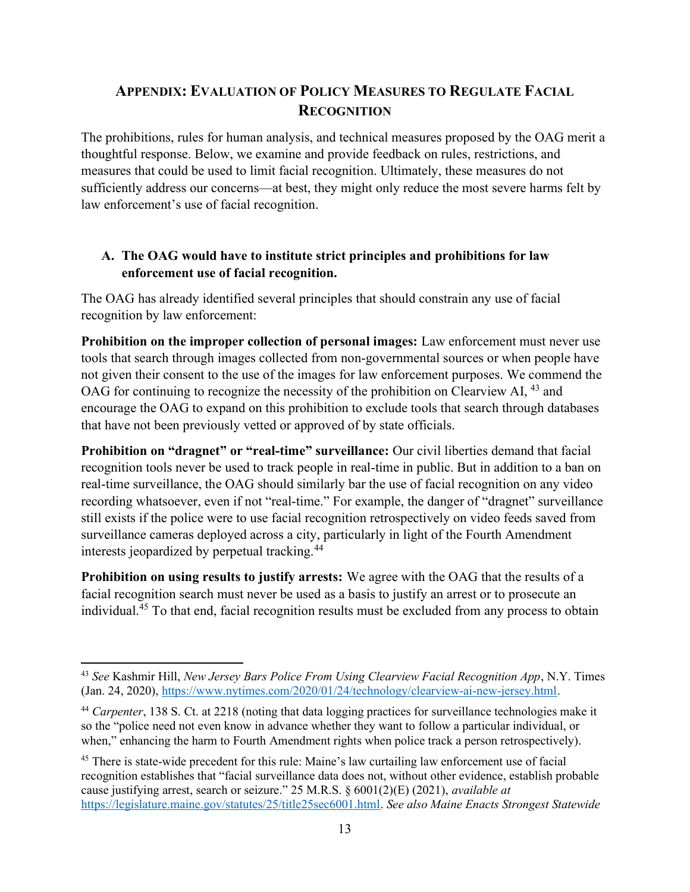## APPENDIX: EVALUATION OF POLICY MEASURES TO REGULATE FACIAL RECOGNITION

The prohibitions, rules for human analysis, and technical measures proposed by the OAG merit a thoughtful response. Below, we examine and provide feedback on rules, restrictions, and measures that could be used to limit facial recognition. Ultimately, these measures do not sufficiently address our concerns—at best, they might only reduce the most severe harms felt by law enforcement's use of facial recognition.

### A. The OAG would have to institute strict principles and prohibitions for law enforcement use of facial recognition.

The OAG has already identified several principles that should constrain any use of facial recognition by law enforcement:

**Prohibition on the improper collection of personal images:** Law enforcement must never use tools that search through images collected from non-governmental sources or when people have not given their consent to the use of the images for law enforcement purposes. We commend the OAG for continuing to recognize the necessity of the prohibition on Clearview AI, [43] and encourage the OAG to expand on this prohibition to exclude tools that search through databases that have not been previously vetted or approved of by state officials.

**Prohibition on "dragnet" or "real-time" surveillance:** Our civil liberties demand that facial recognition tools never be used to track people in real-time in public. But in addition to a ban on real-time surveillance, the OAG should similarly bar the use of facial recognition on any video recording whatsoever, even if not "real-time." For example, the danger of "dragnet" surveillance still exists if the police were to use facial recognition retrospectively on video feeds saved from surveillance cameras deployed across a city, particularly in light of the Fourth Amendment interests jeopardized by perpetual tracking.[44]

**Prohibition on using results to justify arrests:** We agree with the OAG that the results of a facial recognition search must never be used as a basis to justify an arrest or to prosecute an individual.[45] To that end, facial recognition results must be excluded from any process to obtain

---

[43] *See* Kashmir Hill, *New Jersey Bars Police From Using Clearview Facial Recognition App*, N.Y. Times (Jan. 24, 2020), https://www.nytimes.com/2020/01/24/technology/clearview-ai-new-jersey.html.

[44] *Carpenter*, 138 S. Ct. at 2218 (noting that data logging practices for surveillance technologies make it so the "police need not even know in advance whether they want to follow a particular individual, or when," enhancing the harm to Fourth Amendment rights when police track a person retrospectively).

[45] There is state-wide precedent for this rule: Maine's law curtailing law enforcement use of facial recognition establishes that "facial surveillance data does not, without other evidence, establish probable cause justifying arrest, search or seizure." 25 M.R.S. § 6001(2)(E) (2021), *available at* https://legislature.maine.gov/statutes/25/title25sec6001.html. *See also Maine Enacts Strongest Statewide*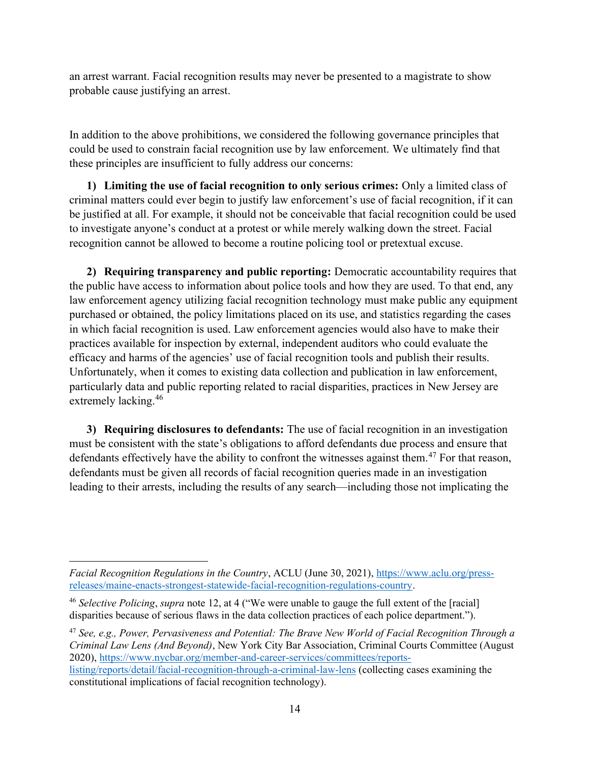an arrest warrant. Facial recognition results may never be presented to a magistrate to show probable cause justifying an arrest.

In addition to the above prohibitions, we considered the following governance principles that could be used to constrain facial recognition use by law enforcement. We ultimately find that these principles are insufficient to fully address our concerns:

1) **Limiting the use of facial recognition to only serious crimes:** Only a limited class of criminal matters could ever begin to justify law enforcement's use of facial recognition, if it can be justified at all. For example, it should not be conceivable that facial recognition could be used to investigate anyone's conduct at a protest or while merely walking down the street. Facial recognition cannot be allowed to become a routine policing tool or pretextual excuse.

2) **Requiring transparency and public reporting:** Democratic accountability requires that the public have access to information about police tools and how they are used. To that end, any law enforcement agency utilizing facial recognition technology must make public any equipment purchased or obtained, the policy limitations placed on its use, and statistics regarding the cases in which facial recognition is used. Law enforcement agencies would also have to make their practices available for inspection by external, independent auditors who could evaluate the efficacy and harms of the agencies' use of facial recognition tools and publish their results. Unfortunately, when it comes to existing data collection and publication in law enforcement, particularly data and public reporting related to racial disparities, practices in New Jersey are extremely lacking.[46]

3) **Requiring disclosures to defendants:** The use of facial recognition in an investigation must be consistent with the state's obligations to afford defendants due process and ensure that defendants effectively have the ability to confront the witnesses against them.[47] For that reason, defendants must be given all records of facial recognition queries made in an investigation leading to their arrests, including the results of any search—including those not implicating the

---

*Facial Recognition Regulations in the Country*, ACLU (June 30, 2021), https://www.aclu.org/press-releases/maine-enacts-strongest-statewide-facial-recognition-regulations-country.

[46] *Selective Policing*, *supra* note 12, at 4 ("We were unable to gauge the full extent of the [racial] disparities because of serious flaws in the data collection practices of each police department.").

[47] *See, e.g., Power, Pervasiveness and Potential: The Brave New World of Facial Recognition Through a Criminal Law Lens (And Beyond)*, New York City Bar Association, Criminal Courts Committee (August 2020), https://www.nycbar.org/member-and-career-services/committees/reports-listing/reports/detail/facial-recognition-through-a-criminal-law-lens (collecting cases examining the constitutional implications of facial recognition technology).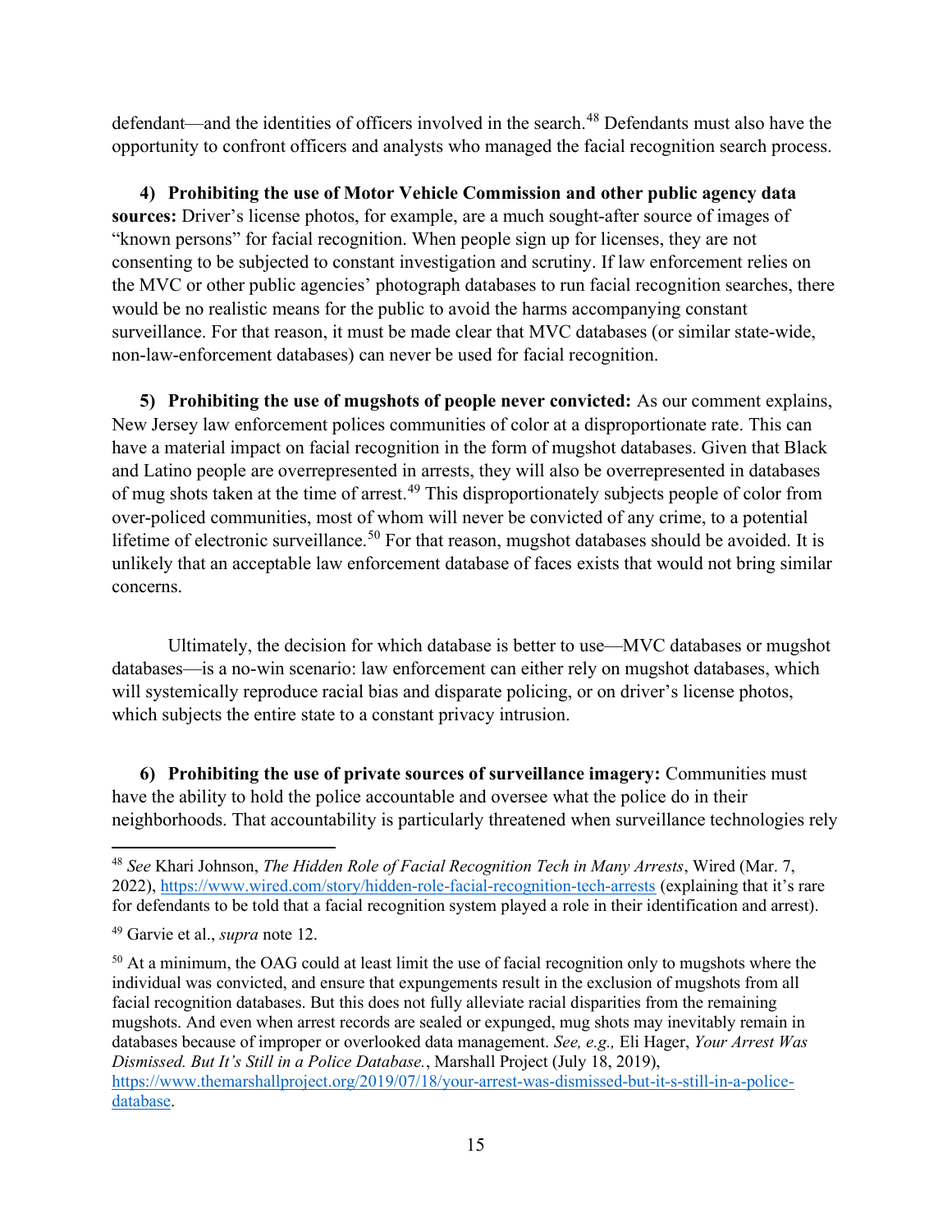defendant—and the identities of officers involved in the search.[48] Defendants must also have the opportunity to confront officers and analysts who managed the facial recognition search process.

4) **Prohibiting the use of Motor Vehicle Commission and other public agency data sources:** Driver's license photos, for example, are a much sought-after source of images of "known persons" for facial recognition. When people sign up for licenses, they are not consenting to be subjected to constant investigation and scrutiny. If law enforcement relies on the MVC or other public agencies' photograph databases to run facial recognition searches, there would be no realistic means for the public to avoid the harms accompanying constant surveillance. For that reason, it must be made clear that MVC databases (or similar state-wide, non-law-enforcement databases) can never be used for facial recognition.

5) **Prohibiting the use of mugshots of people never convicted:** As our comment explains, New Jersey law enforcement polices communities of color at a disproportionate rate. This can have a material impact on facial recognition in the form of mugshot databases. Given that Black and Latino people are overrepresented in arrests, they will also be overrepresented in databases of mug shots taken at the time of arrest.[49] This disproportionately subjects people of color from over-policed communities, most of whom will never be convicted of any crime, to a potential lifetime of electronic surveillance.[50] For that reason, mugshot databases should be avoided. It is unlikely that an acceptable law enforcement database of faces exists that would not bring similar concerns.

Ultimately, the decision for which database is better to use—MVC databases or mugshot databases—is a no-win scenario: law enforcement can either rely on mugshot databases, which will systemically reproduce racial bias and disparate policing, or on driver's license photos, which subjects the entire state to a constant privacy intrusion.

6) **Prohibiting the use of private sources of surveillance imagery:** Communities must have the ability to hold the police accountable and oversee what the police do in their neighborhoods. That accountability is particularly threatened when surveillance technologies rely

---

[48] *See* Khari Johnson, *The Hidden Role of Facial Recognition Tech in Many Arrests*, Wired (Mar. 7, 2022), https://www.wired.com/story/hidden-role-facial-recognition-tech-arrests (explaining that it's rare for defendants to be told that a facial recognition system played a role in their identification and arrest).

[49] Garvie et al., *supra* note 12.

[50] At a minimum, the OAG could at least limit the use of facial recognition only to mugshots where the individual was convicted, and ensure that expungements result in the exclusion of mugshots from all facial recognition databases. But this does not fully alleviate racial disparities from the remaining mugshots. And even when arrest records are sealed or expunged, mug shots may inevitably remain in databases because of improper or overlooked data management. *See, e.g.,* Eli Hager, *Your Arrest Was Dismissed. But It's Still in a Police Database.*, Marshall Project (July 18, 2019), https://www.themarshallproject.org/2019/07/18/your-arrest-was-dismissed-but-it-s-still-in-a-police-database.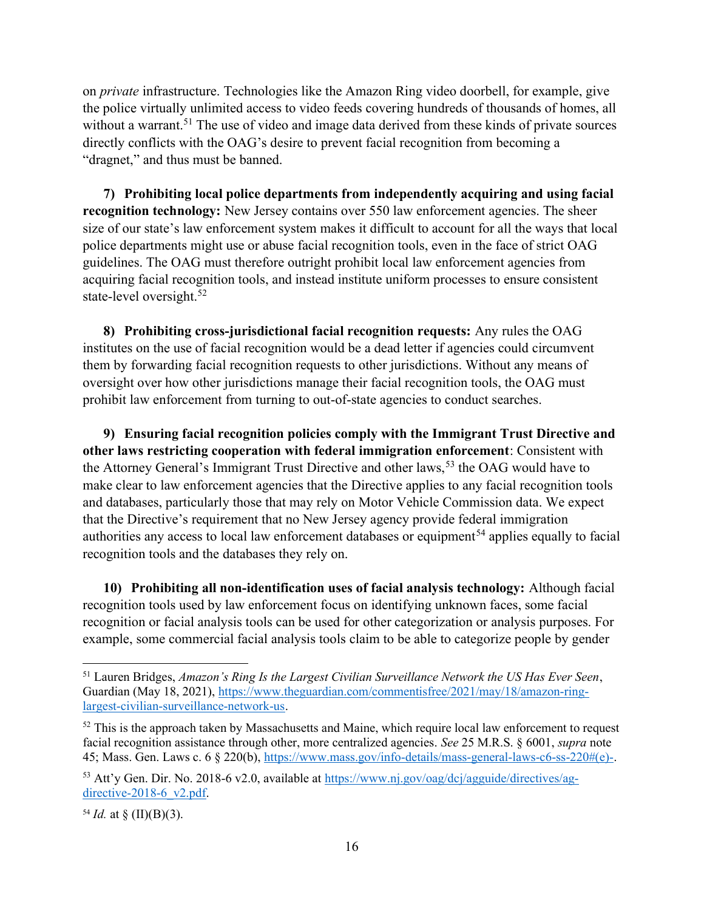on *private* infrastructure. Technologies like the Amazon Ring video doorbell, for example, give the police virtually unlimited access to video feeds covering hundreds of thousands of homes, all without a warrant.[51] The use of video and image data derived from these kinds of private sources directly conflicts with the OAG's desire to prevent facial recognition from becoming a "dragnet," and thus must be banned.

7) **Prohibiting local police departments from independently acquiring and using facial recognition technology:** New Jersey contains over 550 law enforcement agencies. The sheer size of our state's law enforcement system makes it difficult to account for all the ways that local police departments might use or abuse facial recognition tools, even in the face of strict OAG guidelines. The OAG must therefore outright prohibit local law enforcement agencies from acquiring facial recognition tools, and instead institute uniform processes to ensure consistent state-level oversight.[52]

8) **Prohibiting cross-jurisdictional facial recognition requests:** Any rules the OAG institutes on the use of facial recognition would be a dead letter if agencies could circumvent them by forwarding facial recognition requests to other jurisdictions. Without any means of oversight over how other jurisdictions manage their facial recognition tools, the OAG must prohibit law enforcement from turning to out-of-state agencies to conduct searches.

9) **Ensuring facial recognition policies comply with the Immigrant Trust Directive and other laws restricting cooperation with federal immigration enforcement**: Consistent with the Attorney General's Immigrant Trust Directive and other laws,[53] the OAG would have to make clear to law enforcement agencies that the Directive applies to any facial recognition tools and databases, particularly those that may rely on Motor Vehicle Commission data. We expect that the Directive's requirement that no New Jersey agency provide federal immigration authorities any access to local law enforcement databases or equipment[54] applies equally to facial recognition tools and the databases they rely on.

10) **Prohibiting all non-identification uses of facial analysis technology:** Although facial recognition tools used by law enforcement focus on identifying unknown faces, some facial recognition or facial analysis tools can be used for other categorization or analysis purposes. For example, some commercial facial analysis tools claim to be able to categorize people by gender

---

[51] Lauren Bridges, *Amazon's Ring Is the Largest Civilian Surveillance Network the US Has Ever Seen*, Guardian (May 18, 2021), https://www.theguardian.com/commentisfree/2021/may/18/amazon-ring-largest-civilian-surveillance-network-us.

[52] This is the approach taken by Massachusetts and Maine, which require local law enforcement to request facial recognition assistance through other, more centralized agencies. *See* 25 M.R.S. § 6001, *supra* note 45; Mass. Gen. Laws c. 6 § 220(b), https://www.mass.gov/info-details/mass-general-laws-c6-ss-220#(e)-.

[53] Att'y Gen. Dir. No. 2018-6 v2.0, available at https://www.nj.gov/oag/dcj/agguide/directives/ag-directive-2018-6_v2.pdf.

[54] *Id.* at § (II)(B)(3).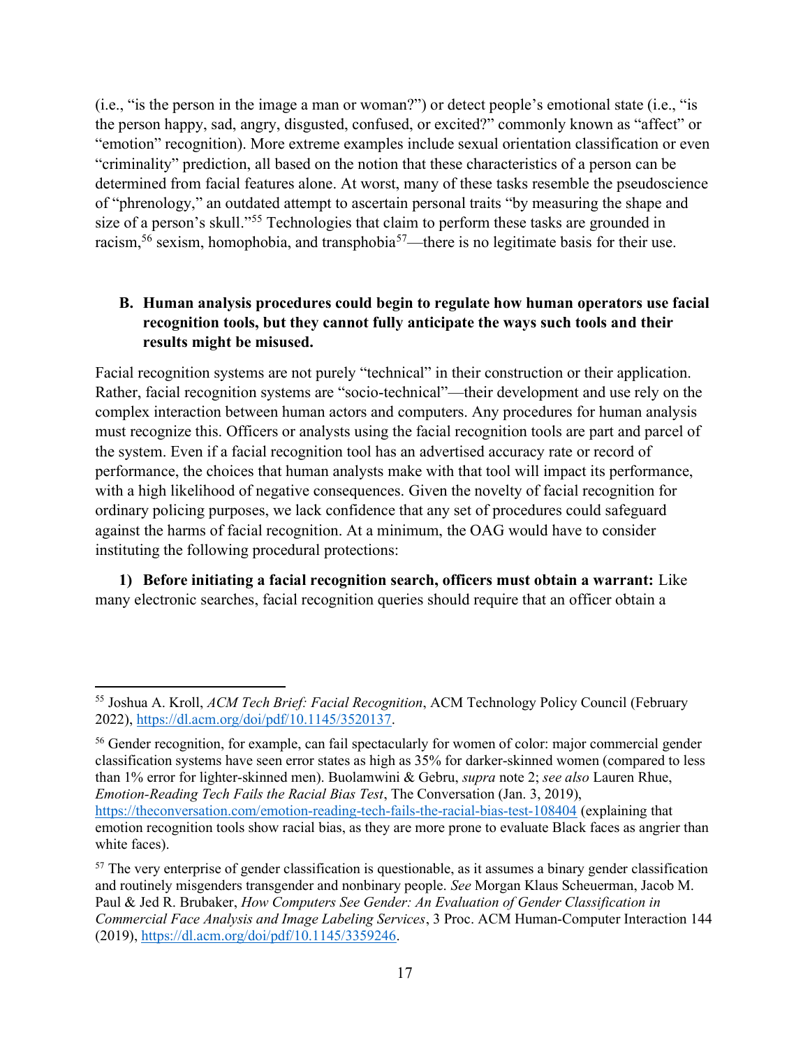(i.e., "is the person in the image a man or woman?") or detect people's emotional state (i.e., "is the person happy, sad, angry, disgusted, confused, or excited?" commonly known as "affect" or "emotion" recognition). More extreme examples include sexual orientation classification or even "criminality" prediction, all based on the notion that these characteristics of a person can be determined from facial features alone. At worst, many of these tasks resemble the pseudoscience of "phrenology," an outdated attempt to ascertain personal traits "by measuring the shape and size of a person's skull."[55] Technologies that claim to perform these tasks are grounded in racism,[56] sexism, homophobia, and transphobia[57]—there is no legitimate basis for their use.

### B. Human analysis procedures could begin to regulate how human operators use facial recognition tools, but they cannot fully anticipate the ways such tools and their results might be misused.

Facial recognition systems are not purely "technical" in their construction or their application. Rather, facial recognition systems are "socio-technical"—their development and use rely on the complex interaction between human actors and computers. Any procedures for human analysis must recognize this. Officers or analysts using the facial recognition tools are part and parcel of the system. Even if a facial recognition tool has an advertised accuracy rate or record of performance, the choices that human analysts make with that tool will impact its performance, with a high likelihood of negative consequences. Given the novelty of facial recognition for ordinary policing purposes, we lack confidence that any set of procedures could safeguard against the harms of facial recognition. At a minimum, the OAG would have to consider instituting the following procedural protections:

1) **Before initiating a facial recognition search, officers must obtain a warrant:** Like many electronic searches, facial recognition queries should require that an officer obtain a

---

[55] Joshua A. Kroll, *ACM Tech Brief: Facial Recognition*, ACM Technology Policy Council (February 2022), https://dl.acm.org/doi/pdf/10.1145/3520137.

[56] Gender recognition, for example, can fail spectacularly for women of color: major commercial gender classification systems have seen error states as high as 35% for darker-skinned women (compared to less than 1% error for lighter-skinned men). Buolamwini & Gebru, *supra* note 2; *see also* Lauren Rhue, *Emotion-Reading Tech Fails the Racial Bias Test*, The Conversation (Jan. 3, 2019), https://theconversation.com/emotion-reading-tech-fails-the-racial-bias-test-108404 (explaining that emotion recognition tools show racial bias, as they are more prone to evaluate Black faces as angrier than white faces).

[57] The very enterprise of gender classification is questionable, as it assumes a binary gender classification and routinely misgenders transgender and nonbinary people. *See* Morgan Klaus Scheuerman, Jacob M. Paul & Jed R. Brubaker, *How Computers See Gender: An Evaluation of Gender Classification in Commercial Face Analysis and Image Labeling Services*, 3 Proc. ACM Human-Computer Interaction 144 (2019), https://dl.acm.org/doi/pdf/10.1145/3359246.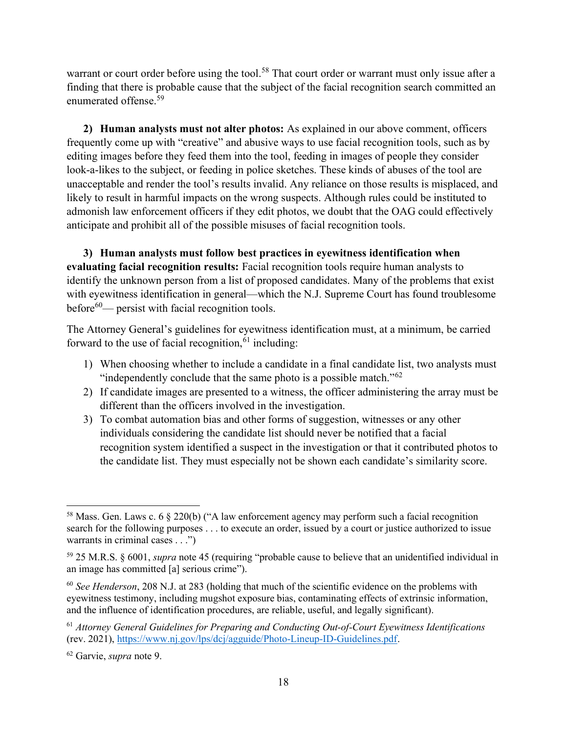warrant or court order before using the tool.[58] That court order or warrant must only issue after a finding that there is probable cause that the subject of the facial recognition search committed an enumerated offense.[59]

**2) Human analysts must not alter photos:** As explained in our above comment, officers frequently come up with "creative" and abusive ways to use facial recognition tools, such as by editing images before they feed them into the tool, feeding in images of people they consider look-a-likes to the subject, or feeding in police sketches. These kinds of abuses of the tool are unacceptable and render the tool's results invalid. Any reliance on those results is misplaced, and likely to result in harmful impacts on the wrong suspects. Although rules could be instituted to admonish law enforcement officers if they edit photos, we doubt that the OAG could effectively anticipate and prohibit all of the possible misuses of facial recognition tools.

**3) Human analysts must follow best practices in eyewitness identification when evaluating facial recognition results:** Facial recognition tools require human analysts to identify the unknown person from a list of proposed candidates. Many of the problems that exist with eyewitness identification in general—which the N.J. Supreme Court has found troublesome before[60]— persist with facial recognition tools.

The Attorney General's guidelines for eyewitness identification must, at a minimum, be carried forward to the use of facial recognition,[61] including:

1) When choosing whether to include a candidate in a final candidate list, two analysts must "independently conclude that the same photo is a possible match."[62]
2) If candidate images are presented to a witness, the officer administering the array must be different than the officers involved in the investigation.
3) To combat automation bias and other forms of suggestion, witnesses or any other individuals considering the candidate list should never be notified that a facial recognition system identified a suspect in the investigation or that it contributed photos to the candidate list. They must especially not be shown each candidate's similarity score.

---

[58] Mass. Gen. Laws c. 6 § 220(b) ("A law enforcement agency may perform such a facial recognition search for the following purposes . . . to execute an order, issued by a court or justice authorized to issue warrants in criminal cases . . .")

[59] 25 M.R.S. § 6001, *supra* note 45 (requiring "probable cause to believe that an unidentified individual in an image has committed [a] serious crime").

[60] *See Henderson*, 208 N.J. at 283 (holding that much of the scientific evidence on the problems with eyewitness testimony, including mugshot exposure bias, contaminating effects of extrinsic information, and the influence of identification procedures, are reliable, useful, and legally significant).

[61] *Attorney General Guidelines for Preparing and Conducting Out-of-Court Eyewitness Identifications* (rev. 2021), https://www.nj.gov/lps/dcj/agguide/Photo-Lineup-ID-Guidelines.pdf.

[62] Garvie, *supra* note 9.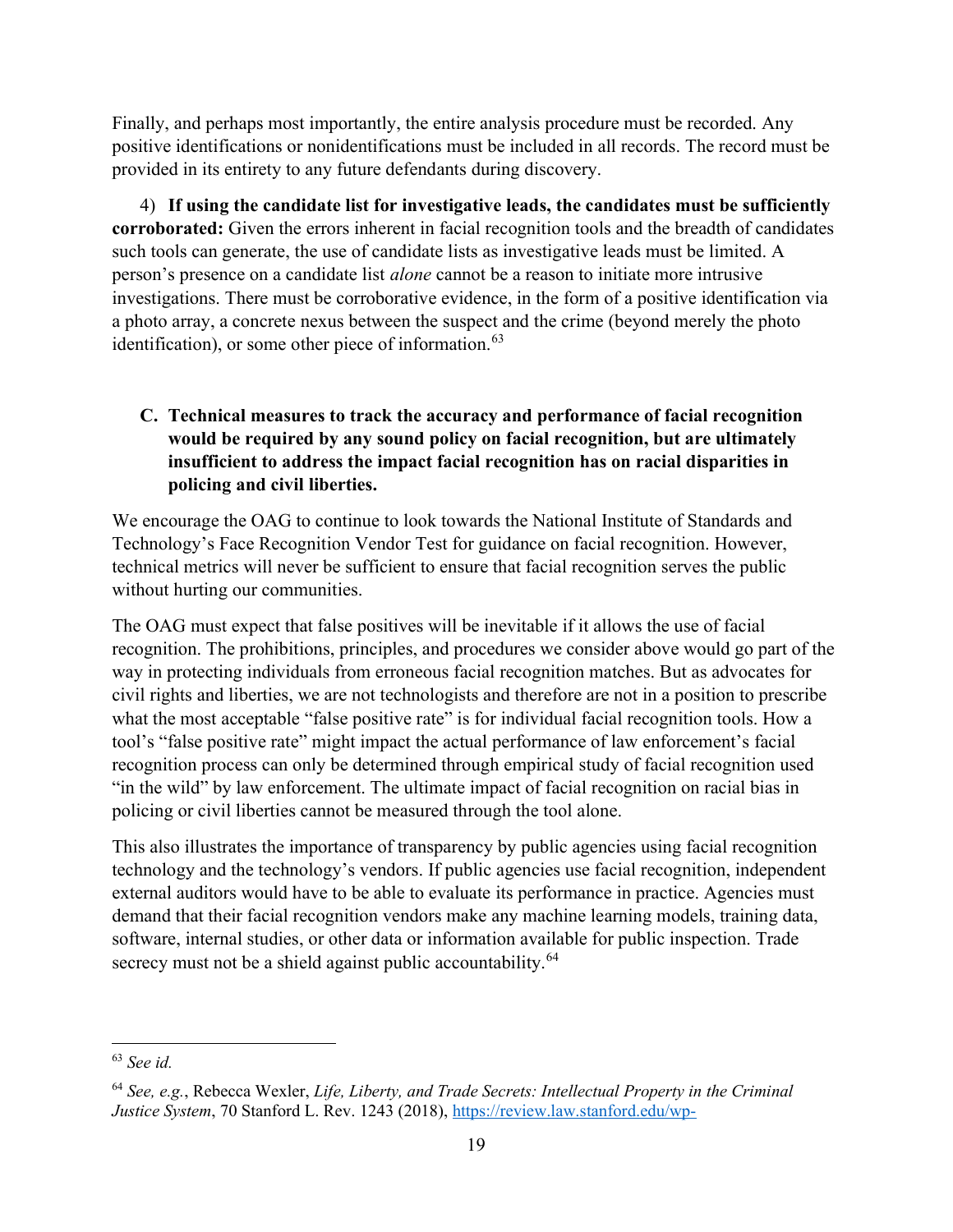Finally, and perhaps most importantly, the entire analysis procedure must be recorded. Any positive identifications or nonidentifications must be included in all records. The record must be provided in its entirety to any future defendants during discovery.

4) **If using the candidate list for investigative leads, the candidates must be sufficiently corroborated:** Given the errors inherent in facial recognition tools and the breadth of candidates such tools can generate, the use of candidate lists as investigative leads must be limited. A person's presence on a candidate list *alone* cannot be a reason to initiate more intrusive investigations. There must be corroborative evidence, in the form of a positive identification via a photo array, a concrete nexus between the suspect and the crime (beyond merely the photo identification), or some other piece of information.[63]

### C. Technical measures to track the accuracy and performance of facial recognition would be required by any sound policy on facial recognition, but are ultimately insufficient to address the impact facial recognition has on racial disparities in policing and civil liberties.

We encourage the OAG to continue to look towards the National Institute of Standards and Technology's Face Recognition Vendor Test for guidance on facial recognition. However, technical metrics will never be sufficient to ensure that facial recognition serves the public without hurting our communities.

The OAG must expect that false positives will be inevitable if it allows the use of facial recognition. The prohibitions, principles, and procedures we consider above would go part of the way in protecting individuals from erroneous facial recognition matches. But as advocates for civil rights and liberties, we are not technologists and therefore are not in a position to prescribe what the most acceptable "false positive rate" is for individual facial recognition tools. How a tool's "false positive rate" might impact the actual performance of law enforcement's facial recognition process can only be determined through empirical study of facial recognition used "in the wild" by law enforcement. The ultimate impact of facial recognition on racial bias in policing or civil liberties cannot be measured through the tool alone.

This also illustrates the importance of transparency by public agencies using facial recognition technology and the technology's vendors. If public agencies use facial recognition, independent external auditors would have to be able to evaluate its performance in practice. Agencies must demand that their facial recognition vendors make any machine learning models, training data, software, internal studies, or other data or information available for public inspection. Trade secrecy must not be a shield against public accountability.[64]

---

[63] *See id.*

[64] *See, e.g.*, Rebecca Wexler, *Life, Liberty, and Trade Secrets: Intellectual Property in the Criminal Justice System*, 70 Stanford L. Rev. 1243 (2018), https://review.law.stanford.edu/wp-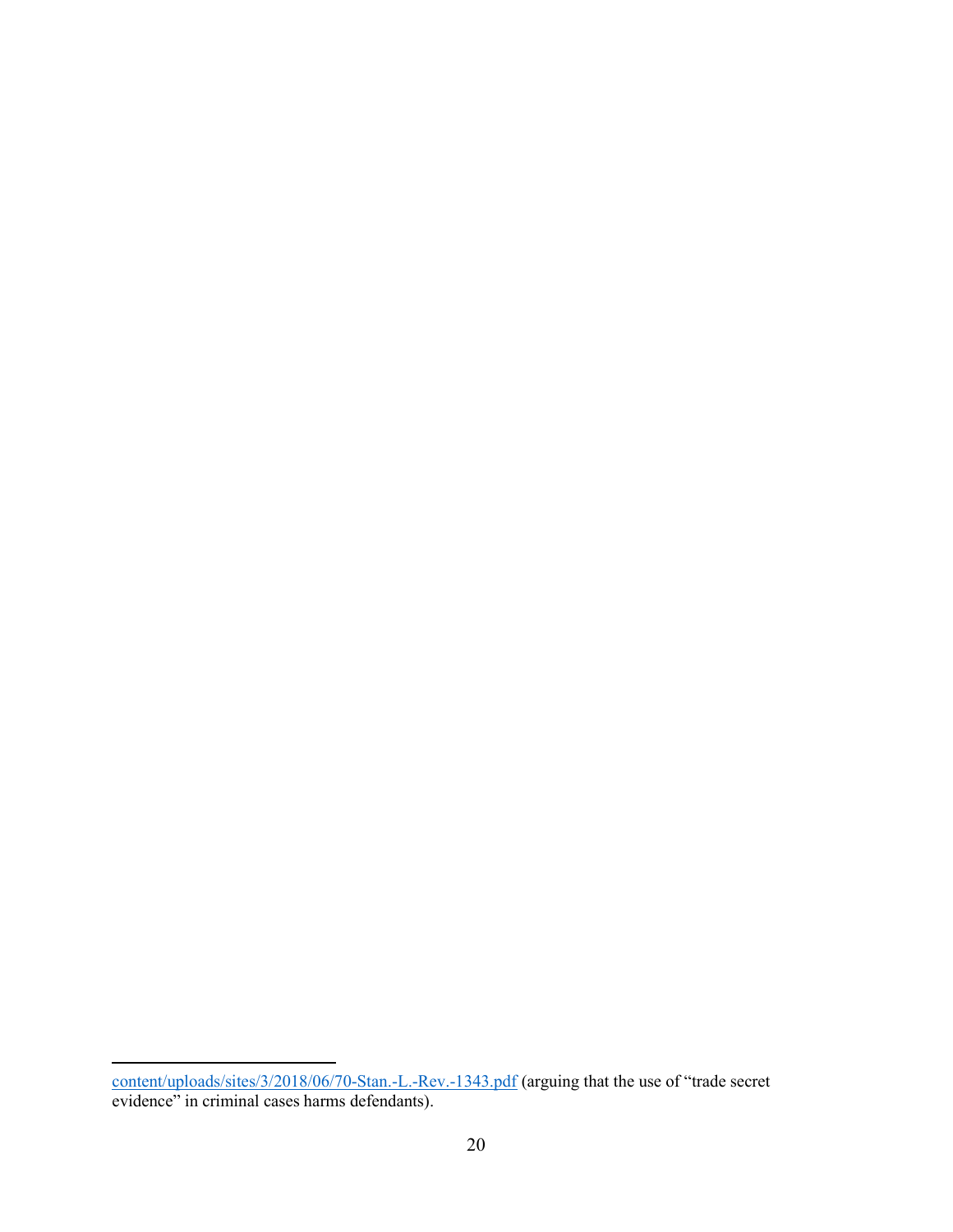content/uploads/sites/3/2018/06/70-Stan.-L.-Rev.-1343.pdf (arguing that the use of "trade secret evidence" in criminal cases harms defendants).